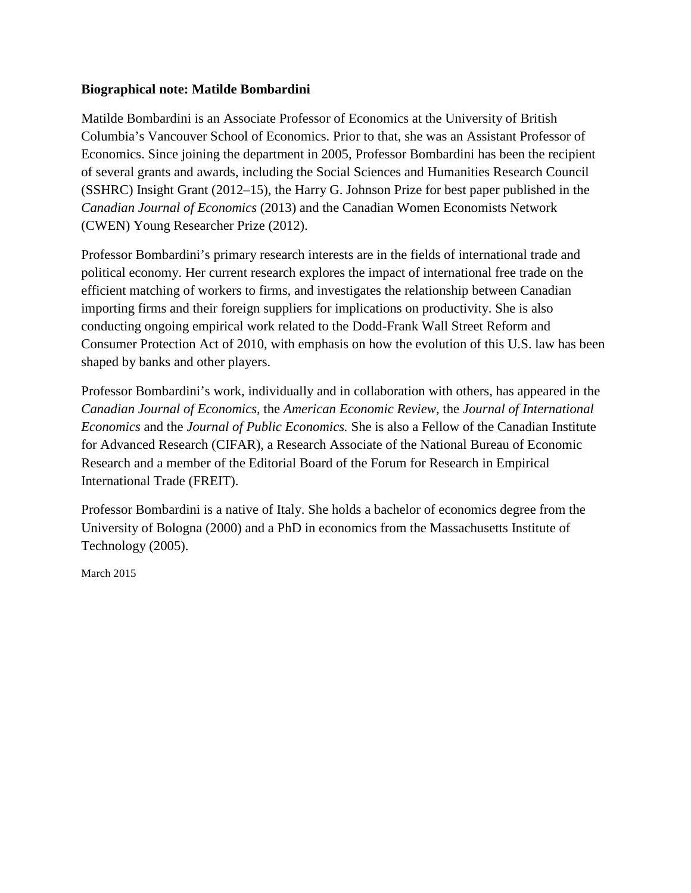**Biographical note: Matilde Bombardini**

Matilde Bombardini is an Associate Professor of Economics at the University of British Columbia's Vancouver School of Economics. Prior to that, she was an Assistant Professor of Economics. Since joining the department in 2005, Professor Bombardini has been the recipient of several grants and awards, including the Social Sciences and Humanities Research Council (SSHRC) Insight Grant (2012–15), the Harry G. Johnson Prize for best paper published in the *Canadian Journal of Economics* (2013) and the Canadian Women Economists Network (CWEN) Young Researcher Prize (2012).

Professor Bombardini's primary research interests are in the fields of international trade and political economy. Her current research explores the impact of international free trade on the efficient matching of workers to firms, and investigates the relationship between Canadian importing firms and their foreign suppliers for implications on productivity. She is also conducting ongoing empirical work related to the Dodd-Frank Wall Street Reform and Consumer Protection Act of 2010, with emphasis on how the evolution of this U.S. law has been shaped by banks and other players.

Professor Bombardini's work, individually and in collaboration with others, has appeared in the *Canadian Journal of Economics*, the *American Economic Review*, the *Journal of International Economics* and the *Journal of Public Economics.* She is also a Fellow of the Canadian Institute for Advanced Research (CIFAR), a Research Associate of the National Bureau of Economic Research and a member of the Editorial Board of the Forum for Research in Empirical International Trade (FREIT).

Professor Bombardini is a native of Italy. She holds a bachelor of economics degree from the University of Bologna (2000) and a PhD in economics from the Massachusetts Institute of Technology (2005).

March 2015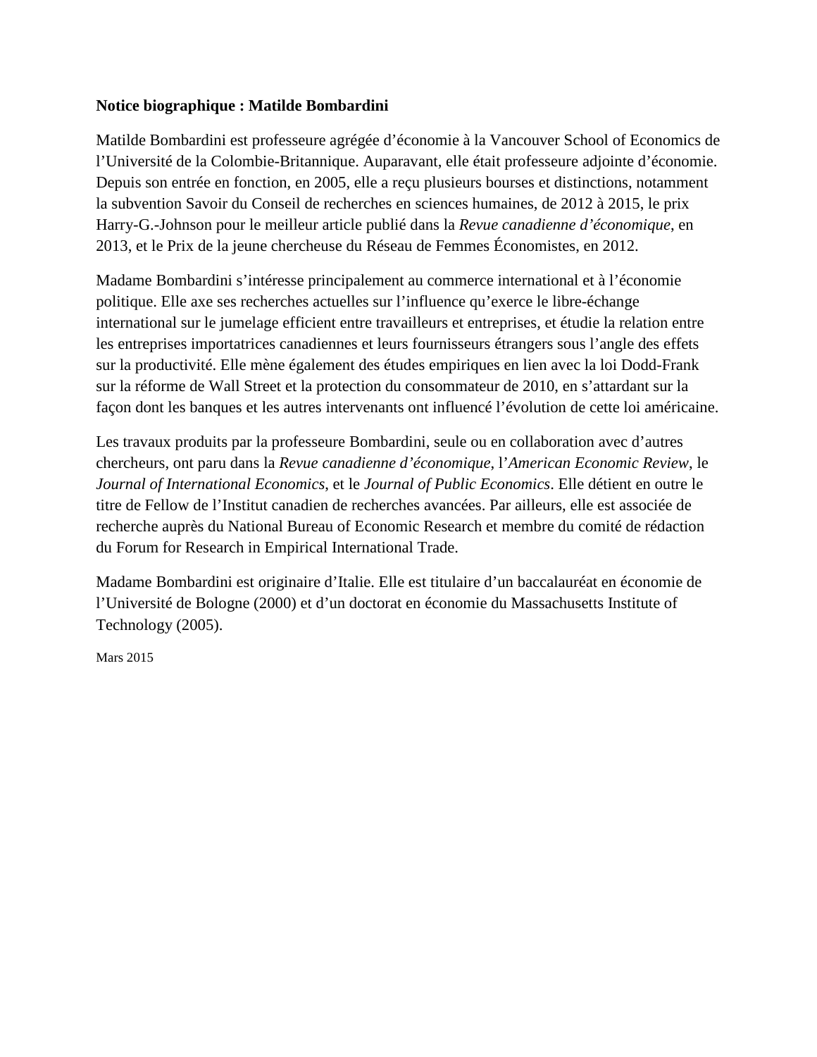**Notice biographique : Matilde Bombardini**

Matilde Bombardini est professeure agrégée d’économie à la Vancouver School of Economics de l’Université de la Colombie-Britannique. Auparavant, elle était professeure adjointe d’économie. Depuis son entrée en fonction, en 2005, elle a reçu plusieurs bourses et distinctions, notamment la subvention Savoir du Conseil de recherches en sciences humaines, de 2012 à 2015, le prix Harry-G.-Johnson pour le meilleur article publié dans la *Revue canadienne d’économique*, en 2013, et le Prix de la jeune chercheuse du Réseau de Femmes Économistes, en 2012.

Madame Bombardini s’intéresse principalement au commerce international et à l’économie politique. Elle axe ses recherches actuelles sur l’influence qu’exerce le libre-échange international sur le jumelage efficient entre travailleurs et entreprises, et étudie la relation entre les entreprises importatrices canadiennes et leurs fournisseurs étrangers sous l’angle des effets sur la productivité. Elle mène également des études empiriques en lien avec la loi Dodd-Frank sur la réforme de Wall Street et la protection du consommateur de 2010, en s’attardant sur la façon dont les banques et les autres intervenants ont influencé l’évolution de cette loi américaine.

Les travaux produits par la professeure Bombardini, seule ou en collaboration avec d’autres chercheurs, ont paru dans la *Revue canadienne d’économique*, l’*American Economic Review*, le *Journal of International Economics*, et le *Journal of Public Economics*. Elle détient en outre le titre de Fellow de l’Institut canadien de recherches avancées. Par ailleurs, elle est associée de recherche auprès du National Bureau of Economic Research et membre du comité de rédaction du Forum for Research in Empirical International Trade.

Madame Bombardini est originaire d’Italie. Elle est titulaire d’un baccalauréat en économie de l’Université de Bologne (2000) et d’un doctorat en économie du Massachusetts Institute of Technology (2005).

Mars 2015